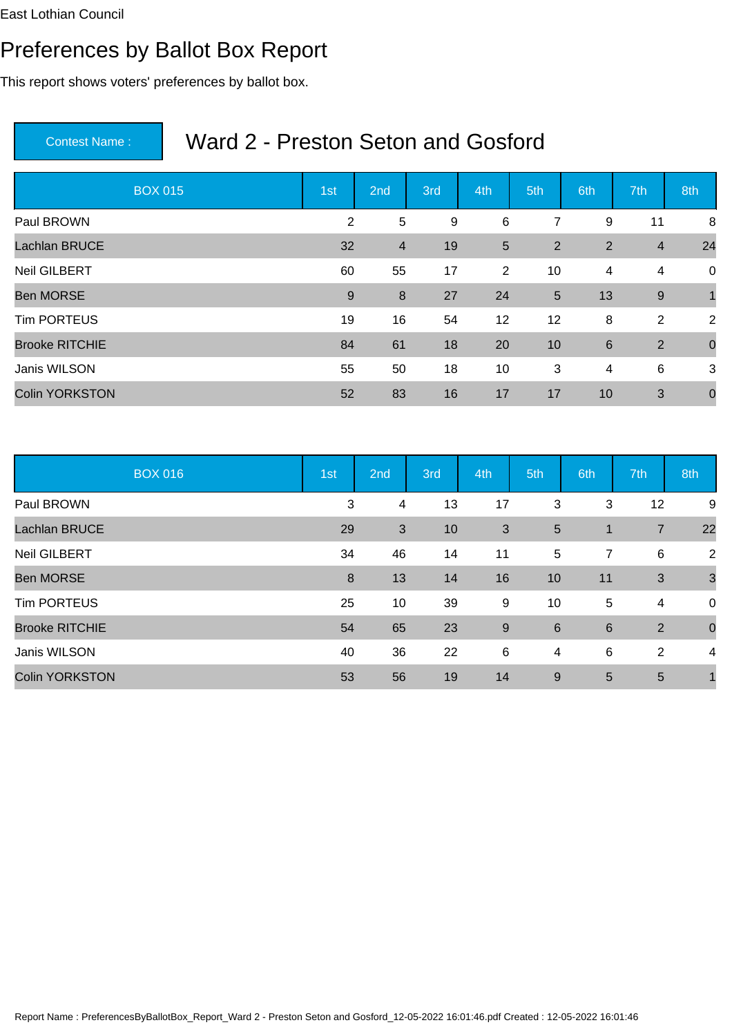East Lothian Council

# Preferences by Ballot Box Report

This report shows voters' preferences by ballot box.

**Contest Name :** Ward 2 - Preston Seton and Gosford

| BOX 015 | 1st | 2nd | 3rd | 4th | 5th | 6th | 7th | 8th |
|---|---|---|---|---|---|---|---|---|
| Paul BROWN | 2 | 5 | 9 | 6 | 7 | 9 | 11 | 8 |
| Lachlan BRUCE | 32 | 4 | 19 | 5 | 2 | 2 | 4 | 24 |
| Neil GILBERT | 60 | 55 | 17 | 2 | 10 | 4 | 4 | 0 |
| Ben MORSE | 9 | 8 | 27 | 24 | 5 | 13 | 9 | 1 |
| Tim PORTEUS | 19 | 16 | 54 | 12 | 12 | 8 | 2 | 2 |
| Brooke RITCHIE | 84 | 61 | 18 | 20 | 10 | 6 | 2 | 0 |
| Janis WILSON | 55 | 50 | 18 | 10 | 3 | 4 | 6 | 3 |
| Colin YORKSTON | 52 | 83 | 16 | 17 | 17 | 10 | 3 | 0 |

| BOX 016 | 1st | 2nd | 3rd | 4th | 5th | 6th | 7th | 8th |
|---|---|---|---|---|---|---|---|---|
| Paul BROWN | 3 | 4 | 13 | 17 | 3 | 3 | 12 | 9 |
| Lachlan BRUCE | 29 | 3 | 10 | 3 | 5 | 1 | 7 | 22 |
| Neil GILBERT | 34 | 46 | 14 | 11 | 5 | 7 | 6 | 2 |
| Ben MORSE | 8 | 13 | 14 | 16 | 10 | 11 | 3 | 3 |
| Tim PORTEUS | 25 | 10 | 39 | 9 | 10 | 5 | 4 | 0 |
| Brooke RITCHIE | 54 | 65 | 23 | 9 | 6 | 6 | 2 | 0 |
| Janis WILSON | 40 | 36 | 22 | 6 | 4 | 6 | 2 | 4 |
| Colin YORKSTON | 53 | 56 | 19 | 14 | 9 | 5 | 5 | 1 |

Report Name : PreferencesByBallotBox_Report_Ward 2 - Preston Seton and Gosford_12-05-2022 16:01:46.pdf Created : 12-05-2022 16:01:46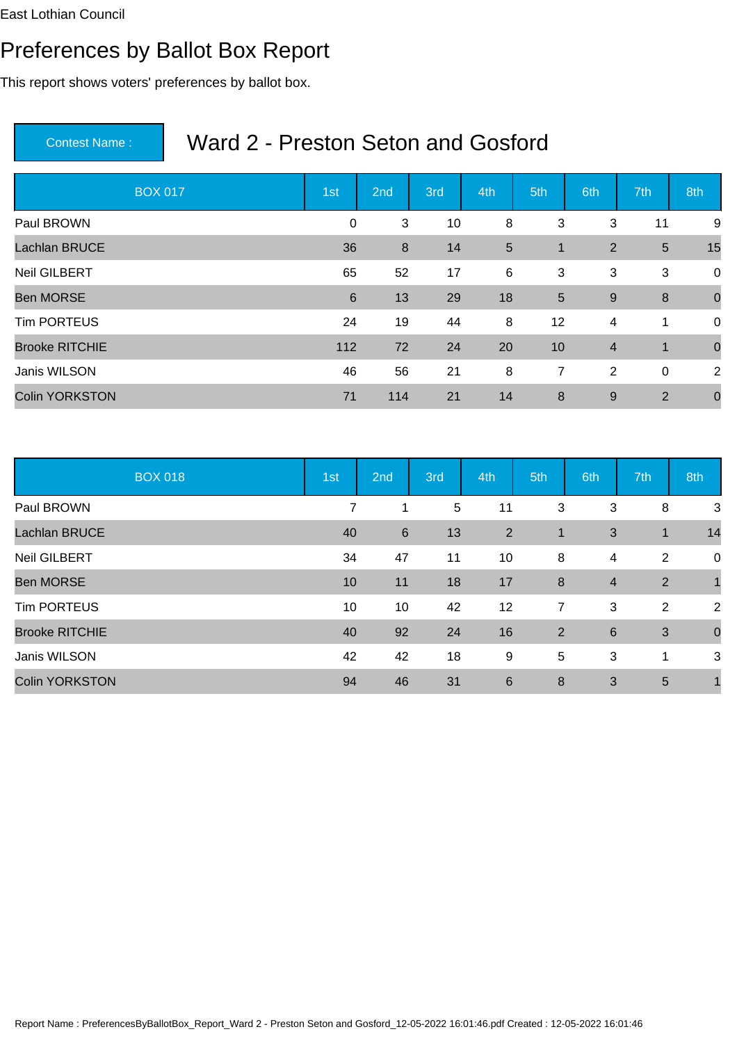East Lothian Council

# Preferences by Ballot Box Report

This report shows voters' preferences by ballot box.

**Contest Name :** Ward 2 - Preston Seton and Gosford

| BOX 017 | 1st | 2nd | 3rd | 4th | 5th | 6th | 7th | 8th |
|---|---|---|---|---|---|---|---|---|
| Paul BROWN | 0 | 3 | 10 | 8 | 3 | 3 | 11 | 9 |
| Lachlan BRUCE | 36 | 8 | 14 | 5 | 1 | 2 | 5 | 15 |
| Neil GILBERT | 65 | 52 | 17 | 6 | 3 | 3 | 3 | 0 |
| Ben MORSE | 6 | 13 | 29 | 18 | 5 | 9 | 8 | 0 |
| Tim PORTEUS | 24 | 19 | 44 | 8 | 12 | 4 | 1 | 0 |
| Brooke RITCHIE | 112 | 72 | 24 | 20 | 10 | 4 | 1 | 0 |
| Janis WILSON | 46 | 56 | 21 | 8 | 7 | 2 | 0 | 2 |
| Colin YORKSTON | 71 | 114 | 21 | 14 | 8 | 9 | 2 | 0 |

| BOX 018 | 1st | 2nd | 3rd | 4th | 5th | 6th | 7th | 8th |
|---|---|---|---|---|---|---|---|---|
| Paul BROWN | 7 | 1 | 5 | 11 | 3 | 3 | 8 | 3 |
| Lachlan BRUCE | 40 | 6 | 13 | 2 | 1 | 3 | 1 | 14 |
| Neil GILBERT | 34 | 47 | 11 | 10 | 8 | 4 | 2 | 0 |
| Ben MORSE | 10 | 11 | 18 | 17 | 8 | 4 | 2 | 1 |
| Tim PORTEUS | 10 | 10 | 42 | 12 | 7 | 3 | 2 | 2 |
| Brooke RITCHIE | 40 | 92 | 24 | 16 | 2 | 6 | 3 | 0 |
| Janis WILSON | 42 | 42 | 18 | 9 | 5 | 3 | 1 | 3 |
| Colin YORKSTON | 94 | 46 | 31 | 6 | 8 | 3 | 5 | 1 |

Report Name : PreferencesByBallotBox_Report_Ward 2 - Preston Seton and Gosford_12-05-2022 16:01:46.pdf Created : 12-05-2022 16:01:46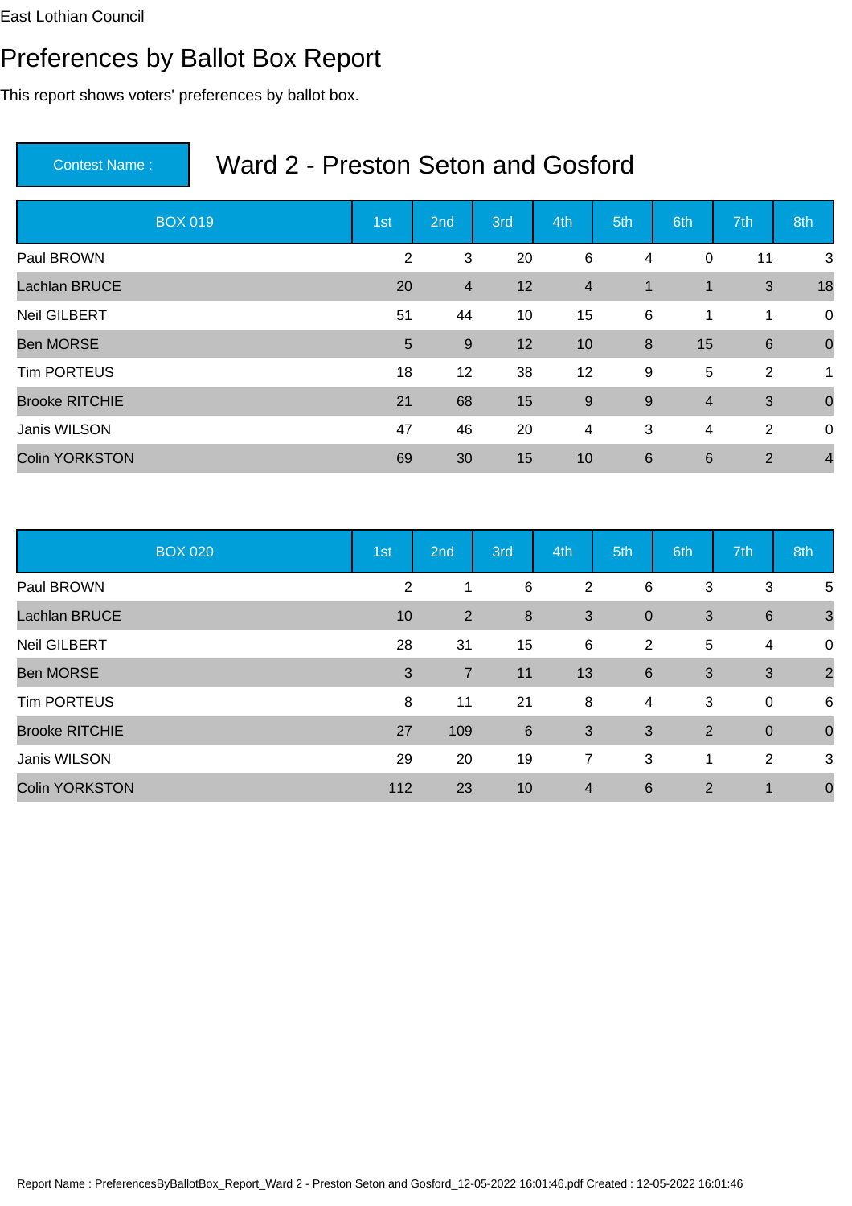East Lothian Council

# Preferences by Ballot Box Report

This report shows voters' preferences by ballot box.

**Contest Name :** Ward 2 - Preston Seton and Gosford

| BOX 019 | 1st | 2nd | 3rd | 4th | 5th | 6th | 7th | 8th |
|---|---|---|---|---|---|---|---|---|
| Paul BROWN | 2 | 3 | 20 | 6 | 4 | 0 | 11 | 3 |
| Lachlan BRUCE | 20 | 4 | 12 | 4 | 1 | 1 | 3 | 18 |
| Neil GILBERT | 51 | 44 | 10 | 15 | 6 | 1 | 1 | 0 |
| Ben MORSE | 5 | 9 | 12 | 10 | 8 | 15 | 6 | 0 |
| Tim PORTEUS | 18 | 12 | 38 | 12 | 9 | 5 | 2 | 1 |
| Brooke RITCHIE | 21 | 68 | 15 | 9 | 9 | 4 | 3 | 0 |
| Janis WILSON | 47 | 46 | 20 | 4 | 3 | 4 | 2 | 0 |
| Colin YORKSTON | 69 | 30 | 15 | 10 | 6 | 6 | 2 | 4 |

| BOX 020 | 1st | 2nd | 3rd | 4th | 5th | 6th | 7th | 8th |
|---|---|---|---|---|---|---|---|---|
| Paul BROWN | 2 | 1 | 6 | 2 | 6 | 3 | 3 | 5 |
| Lachlan BRUCE | 10 | 2 | 8 | 3 | 0 | 3 | 6 | 3 |
| Neil GILBERT | 28 | 31 | 15 | 6 | 2 | 5 | 4 | 0 |
| Ben MORSE | 3 | 7 | 11 | 13 | 6 | 3 | 3 | 2 |
| Tim PORTEUS | 8 | 11 | 21 | 8 | 4 | 3 | 0 | 6 |
| Brooke RITCHIE | 27 | 109 | 6 | 3 | 3 | 2 | 0 | 0 |
| Janis WILSON | 29 | 20 | 19 | 7 | 3 | 1 | 2 | 3 |
| Colin YORKSTON | 112 | 23 | 10 | 4 | 6 | 2 | 1 | 0 |

Report Name : PreferencesByBallotBox_Report_Ward 2 - Preston Seton and Gosford_12-05-2022 16:01:46.pdf Created : 12-05-2022 16:01:46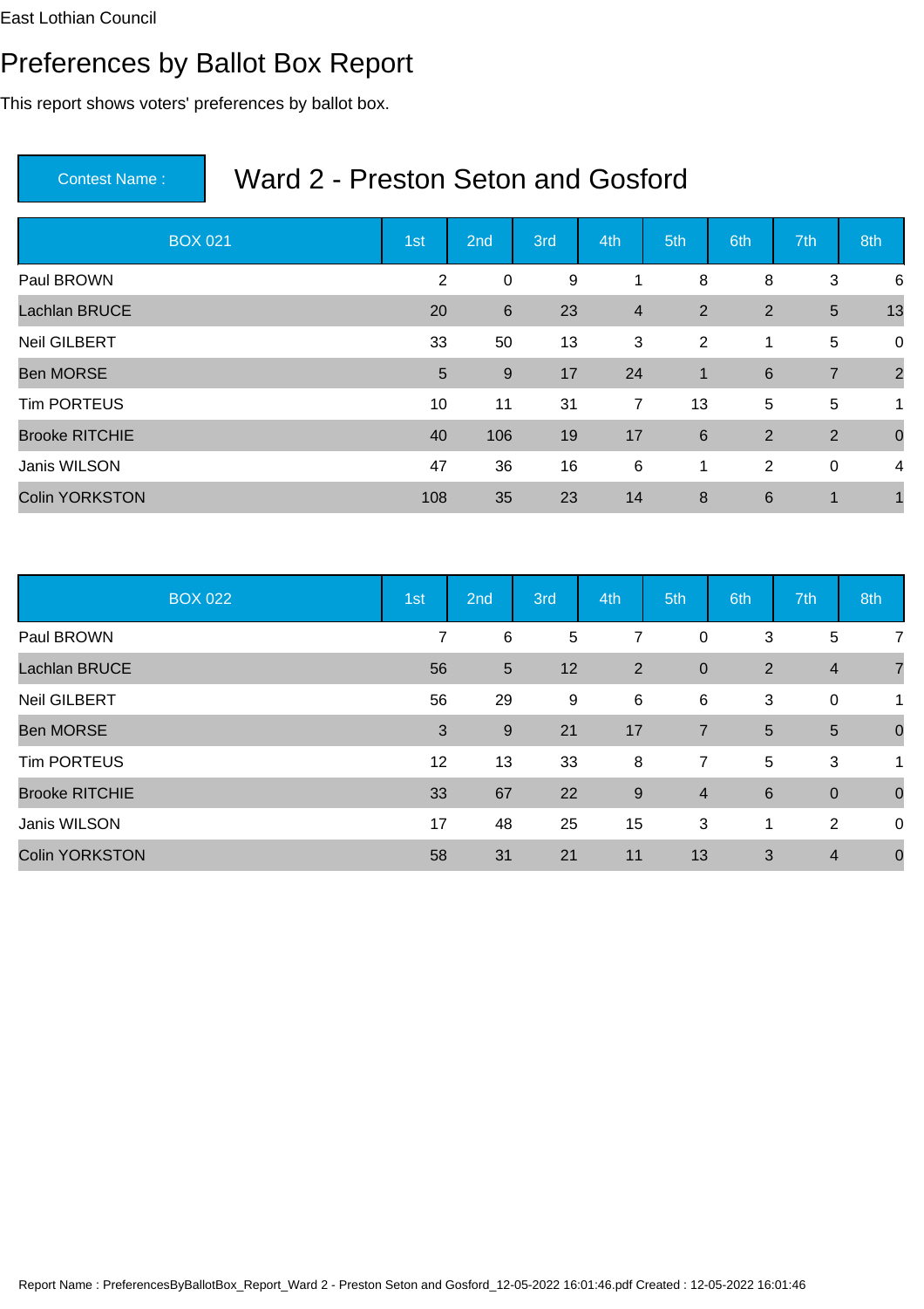East Lothian Council

# Preferences by Ballot Box Report

This report shows voters' preferences by ballot box.

**Contest Name :** Ward 2 - Preston Seton and Gosford

| BOX 021 | 1st | 2nd | 3rd | 4th | 5th | 6th | 7th | 8th |
|---|---|---|---|---|---|---|---|---|
| Paul BROWN | 2 | 0 | 9 | 1 | 8 | 8 | 3 | 6 |
| Lachlan BRUCE | 20 | 6 | 23 | 4 | 2 | 2 | 5 | 13 |
| Neil GILBERT | 33 | 50 | 13 | 3 | 2 | 1 | 5 | 0 |
| Ben MORSE | 5 | 9 | 17 | 24 | 1 | 6 | 7 | 2 |
| Tim PORTEUS | 10 | 11 | 31 | 7 | 13 | 5 | 5 | 1 |
| Brooke RITCHIE | 40 | 106 | 19 | 17 | 6 | 2 | 2 | 0 |
| Janis WILSON | 47 | 36 | 16 | 6 | 1 | 2 | 0 | 4 |
| Colin YORKSTON | 108 | 35 | 23 | 14 | 8 | 6 | 1 | 1 |

| BOX 022 | 1st | 2nd | 3rd | 4th | 5th | 6th | 7th | 8th |
|---|---|---|---|---|---|---|---|---|
| Paul BROWN | 7 | 6 | 5 | 7 | 0 | 3 | 5 | 7 |
| Lachlan BRUCE | 56 | 5 | 12 | 2 | 0 | 2 | 4 | 7 |
| Neil GILBERT | 56 | 29 | 9 | 6 | 6 | 3 | 0 | 1 |
| Ben MORSE | 3 | 9 | 21 | 17 | 7 | 5 | 5 | 0 |
| Tim PORTEUS | 12 | 13 | 33 | 8 | 7 | 5 | 3 | 1 |
| Brooke RITCHIE | 33 | 67 | 22 | 9 | 4 | 6 | 0 | 0 |
| Janis WILSON | 17 | 48 | 25 | 15 | 3 | 1 | 2 | 0 |
| Colin YORKSTON | 58 | 31 | 21 | 11 | 13 | 3 | 4 | 0 |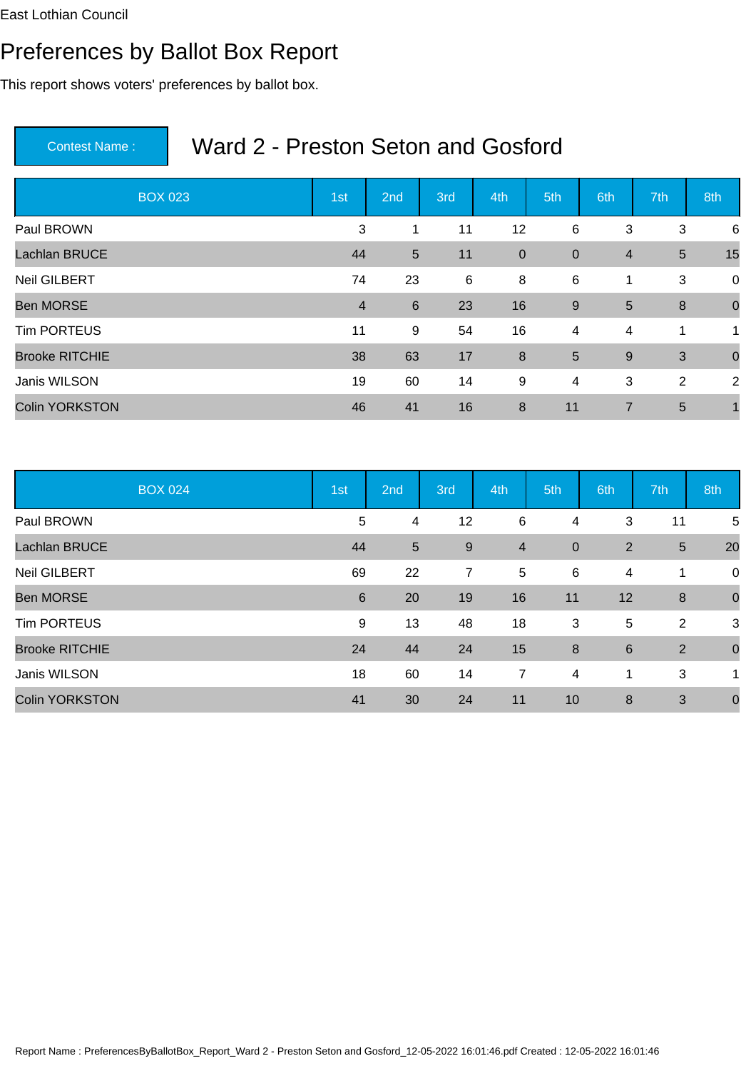East Lothian Council

# Preferences by Ballot Box Report

This report shows voters' preferences by ballot box.

**Contest Name :** Ward 2 - Preston Seton and Gosford

| BOX 023 | 1st | 2nd | 3rd | 4th | 5th | 6th | 7th | 8th |
|---|---|---|---|---|---|---|---|---|
| Paul BROWN | 3 | 1 | 11 | 12 | 6 | 3 | 3 | 6 |
| Lachlan BRUCE | 44 | 5 | 11 | 0 | 0 | 4 | 5 | 15 |
| Neil GILBERT | 74 | 23 | 6 | 8 | 6 | 1 | 3 | 0 |
| Ben MORSE | 4 | 6 | 23 | 16 | 9 | 5 | 8 | 0 |
| Tim PORTEUS | 11 | 9 | 54 | 16 | 4 | 4 | 1 | 1 |
| Brooke RITCHIE | 38 | 63 | 17 | 8 | 5 | 9 | 3 | 0 |
| Janis WILSON | 19 | 60 | 14 | 9 | 4 | 3 | 2 | 2 |
| Colin YORKSTON | 46 | 41 | 16 | 8 | 11 | 7 | 5 | 1 |

| BOX 024 | 1st | 2nd | 3rd | 4th | 5th | 6th | 7th | 8th |
|---|---|---|---|---|---|---|---|---|
| Paul BROWN | 5 | 4 | 12 | 6 | 4 | 3 | 11 | 5 |
| Lachlan BRUCE | 44 | 5 | 9 | 4 | 0 | 2 | 5 | 20 |
| Neil GILBERT | 69 | 22 | 7 | 5 | 6 | 4 | 1 | 0 |
| Ben MORSE | 6 | 20 | 19 | 16 | 11 | 12 | 8 | 0 |
| Tim PORTEUS | 9 | 13 | 48 | 18 | 3 | 5 | 2 | 3 |
| Brooke RITCHIE | 24 | 44 | 24 | 15 | 8 | 6 | 2 | 0 |
| Janis WILSON | 18 | 60 | 14 | 7 | 4 | 1 | 3 | 1 |
| Colin YORKSTON | 41 | 30 | 24 | 11 | 10 | 8 | 3 | 0 |

Report Name : PreferencesByBallotBox_Report_Ward 2 - Preston Seton and Gosford_12-05-2022 16:01:46.pdf Created : 12-05-2022 16:01:46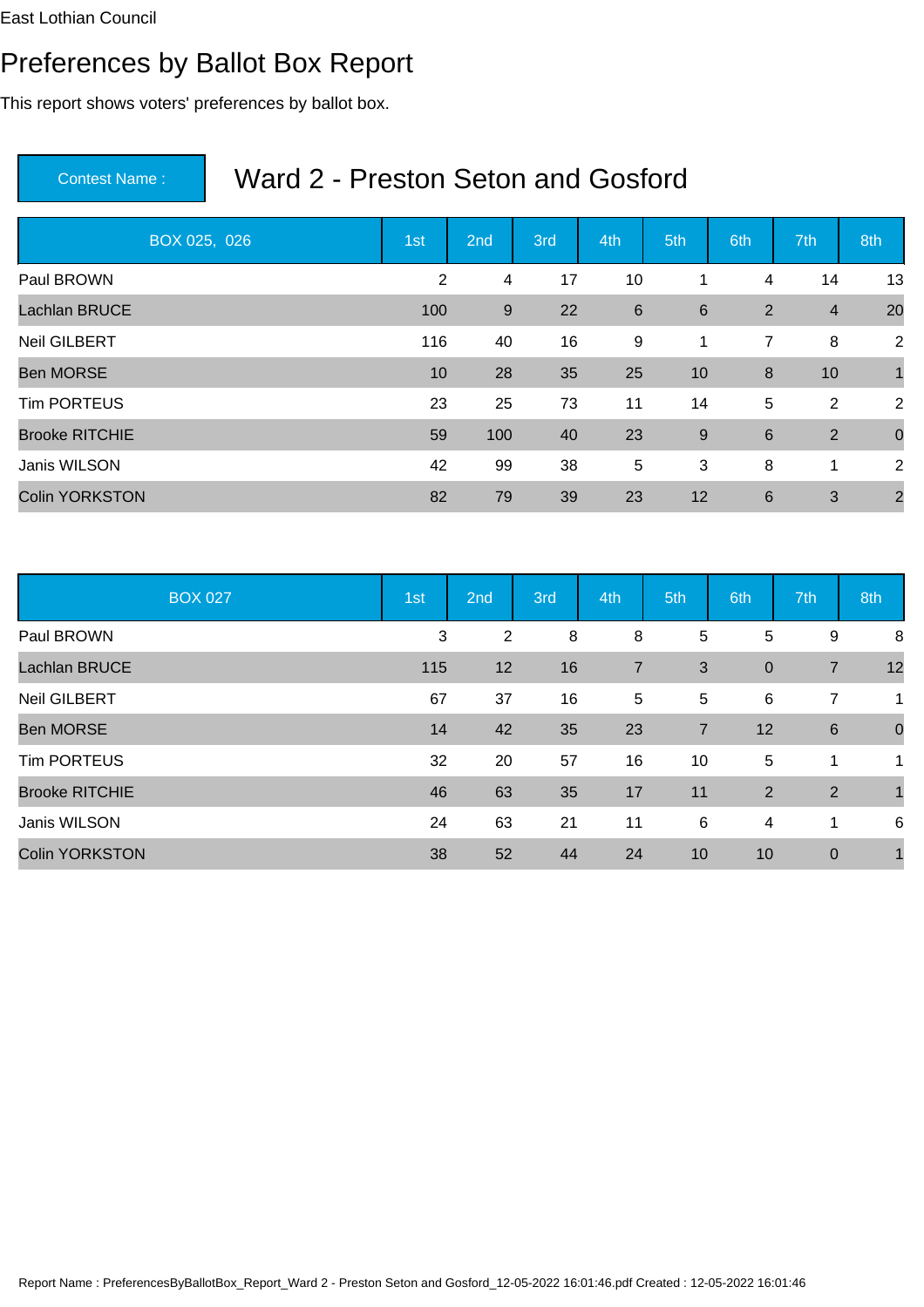East Lothian Council

# Preferences by Ballot Box Report

This report shows voters' preferences by ballot box.

**Contest Name :** Ward 2 - Preston Seton and Gosford

| BOX 025, 026 | 1st | 2nd | 3rd | 4th | 5th | 6th | 7th | 8th |
|---|---|---|---|---|---|---|---|---|
| Paul BROWN | 2 | 4 | 17 | 10 | 1 | 4 | 14 | 13 |
| Lachlan BRUCE | 100 | 9 | 22 | 6 | 6 | 2 | 4 | 20 |
| Neil GILBERT | 116 | 40 | 16 | 9 | 1 | 7 | 8 | 2 |
| Ben MORSE | 10 | 28 | 35 | 25 | 10 | 8 | 10 | 1 |
| Tim PORTEUS | 23 | 25 | 73 | 11 | 14 | 5 | 2 | 2 |
| Brooke RITCHIE | 59 | 100 | 40 | 23 | 9 | 6 | 2 | 0 |
| Janis WILSON | 42 | 99 | 38 | 5 | 3 | 8 | 1 | 2 |
| Colin YORKSTON | 82 | 79 | 39 | 23 | 12 | 6 | 3 | 2 |

| BOX 027 | 1st | 2nd | 3rd | 4th | 5th | 6th | 7th | 8th |
|---|---|---|---|---|---|---|---|---|
| Paul BROWN | 3 | 2 | 8 | 8 | 5 | 5 | 9 | 8 |
| Lachlan BRUCE | 115 | 12 | 16 | 7 | 3 | 0 | 7 | 12 |
| Neil GILBERT | 67 | 37 | 16 | 5 | 5 | 6 | 7 | 1 |
| Ben MORSE | 14 | 42 | 35 | 23 | 7 | 12 | 6 | 0 |
| Tim PORTEUS | 32 | 20 | 57 | 16 | 10 | 5 | 1 | 1 |
| Brooke RITCHIE | 46 | 63 | 35 | 17 | 11 | 2 | 2 | 1 |
| Janis WILSON | 24 | 63 | 21 | 11 | 6 | 4 | 1 | 6 |
| Colin YORKSTON | 38 | 52 | 44 | 24 | 10 | 10 | 0 | 1 |

Report Name : PreferencesByBallotBox_Report_Ward 2 - Preston Seton and Gosford_12-05-2022 16:01:46.pdf Created : 12-05-2022 16:01:46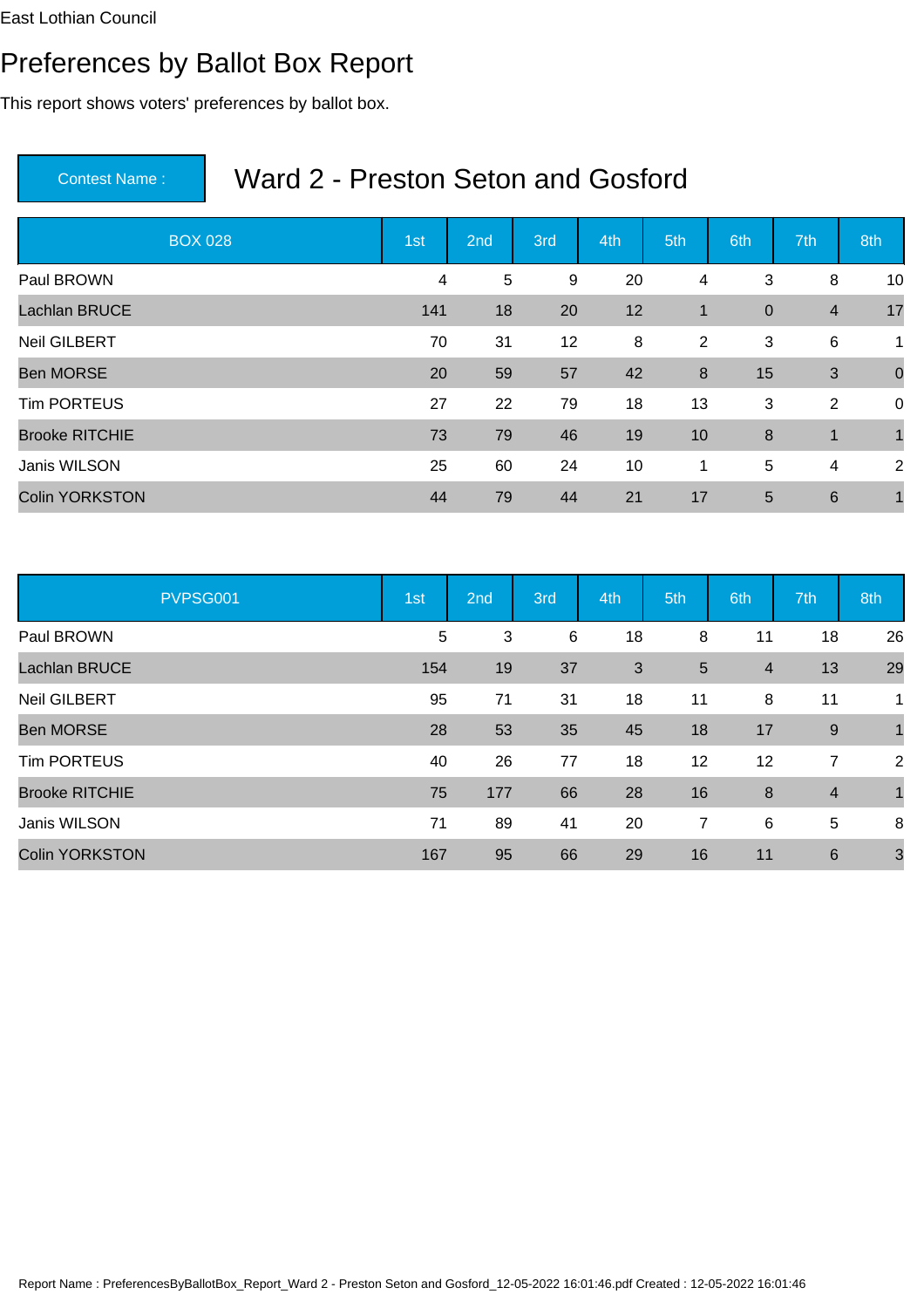East Lothian Council

# Preferences by Ballot Box Report

This report shows voters' preferences by ballot box.

**Contest Name :** Ward 2 - Preston Seton and Gosford

| BOX 028 | 1st | 2nd | 3rd | 4th | 5th | 6th | 7th | 8th |
|---|---|---|---|---|---|---|---|---|
| Paul BROWN | 4 | 5 | 9 | 20 | 4 | 3 | 8 | 10 |
| Lachlan BRUCE | 141 | 18 | 20 | 12 | 1 | 0 | 4 | 17 |
| Neil GILBERT | 70 | 31 | 12 | 8 | 2 | 3 | 6 | 1 |
| Ben MORSE | 20 | 59 | 57 | 42 | 8 | 15 | 3 | 0 |
| Tim PORTEUS | 27 | 22 | 79 | 18 | 13 | 3 | 2 | 0 |
| Brooke RITCHIE | 73 | 79 | 46 | 19 | 10 | 8 | 1 | 1 |
| Janis WILSON | 25 | 60 | 24 | 10 | 1 | 5 | 4 | 2 |
| Colin YORKSTON | 44 | 79 | 44 | 21 | 17 | 5 | 6 | 1 |

| PVPSG001 | 1st | 2nd | 3rd | 4th | 5th | 6th | 7th | 8th |
|---|---|---|---|---|---|---|---|---|
| Paul BROWN | 5 | 3 | 6 | 18 | 8 | 11 | 18 | 26 |
| Lachlan BRUCE | 154 | 19 | 37 | 3 | 5 | 4 | 13 | 29 |
| Neil GILBERT | 95 | 71 | 31 | 18 | 11 | 8 | 11 | 1 |
| Ben MORSE | 28 | 53 | 35 | 45 | 18 | 17 | 9 | 1 |
| Tim PORTEUS | 40 | 26 | 77 | 18 | 12 | 12 | 7 | 2 |
| Brooke RITCHIE | 75 | 177 | 66 | 28 | 16 | 8 | 4 | 1 |
| Janis WILSON | 71 | 89 | 41 | 20 | 7 | 6 | 5 | 8 |
| Colin YORKSTON | 167 | 95 | 66 | 29 | 16 | 11 | 6 | 3 |

Report Name : PreferencesByBallotBox_Report_Ward 2 - Preston Seton and Gosford_12-05-2022 16:01:46.pdf Created : 12-05-2022 16:01:46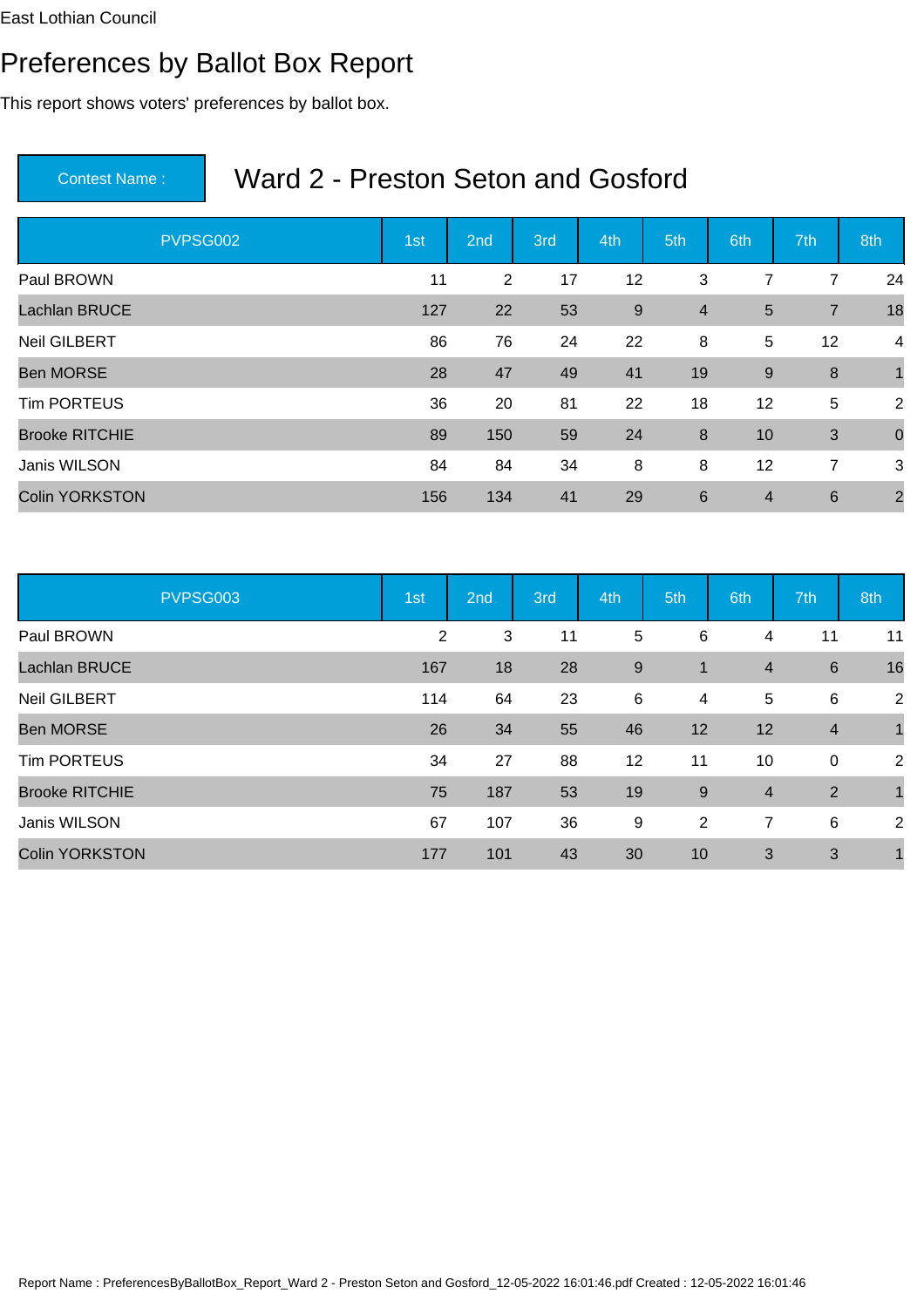East Lothian Council

# Preferences by Ballot Box Report

This report shows voters' preferences by ballot box.

| Contest Name : | Ward 2 - Preston Seton and Gosford |
|---|---|

| PVPSG002 | 1st | 2nd | 3rd | 4th | 5th | 6th | 7th | 8th |
|---|---|---|---|---|---|---|---|---|
| Paul BROWN | 11 | 2 | 17 | 12 | 3 | 7 | 7 | 24 |
| Lachlan BRUCE | 127 | 22 | 53 | 9 | 4 | 5 | 7 | 18 |
| Neil GILBERT | 86 | 76 | 24 | 22 | 8 | 5 | 12 | 4 |
| Ben MORSE | 28 | 47 | 49 | 41 | 19 | 9 | 8 | 1 |
| Tim PORTEUS | 36 | 20 | 81 | 22 | 18 | 12 | 5 | 2 |
| Brooke RITCHIE | 89 | 150 | 59 | 24 | 8 | 10 | 3 | 0 |
| Janis WILSON | 84 | 84 | 34 | 8 | 8 | 12 | 7 | 3 |
| Colin YORKSTON | 156 | 134 | 41 | 29 | 6 | 4 | 6 | 2 |

| PVPSG003 | 1st | 2nd | 3rd | 4th | 5th | 6th | 7th | 8th |
|---|---|---|---|---|---|---|---|---|
| Paul BROWN | 2 | 3 | 11 | 5 | 6 | 4 | 11 | 11 |
| Lachlan BRUCE | 167 | 18 | 28 | 9 | 1 | 4 | 6 | 16 |
| Neil GILBERT | 114 | 64 | 23 | 6 | 4 | 5 | 6 | 2 |
| Ben MORSE | 26 | 34 | 55 | 46 | 12 | 12 | 4 | 1 |
| Tim PORTEUS | 34 | 27 | 88 | 12 | 11 | 10 | 0 | 2 |
| Brooke RITCHIE | 75 | 187 | 53 | 19 | 9 | 4 | 2 | 1 |
| Janis WILSON | 67 | 107 | 36 | 9 | 2 | 7 | 6 | 2 |
| Colin YORKSTON | 177 | 101 | 43 | 30 | 10 | 3 | 3 | 1 |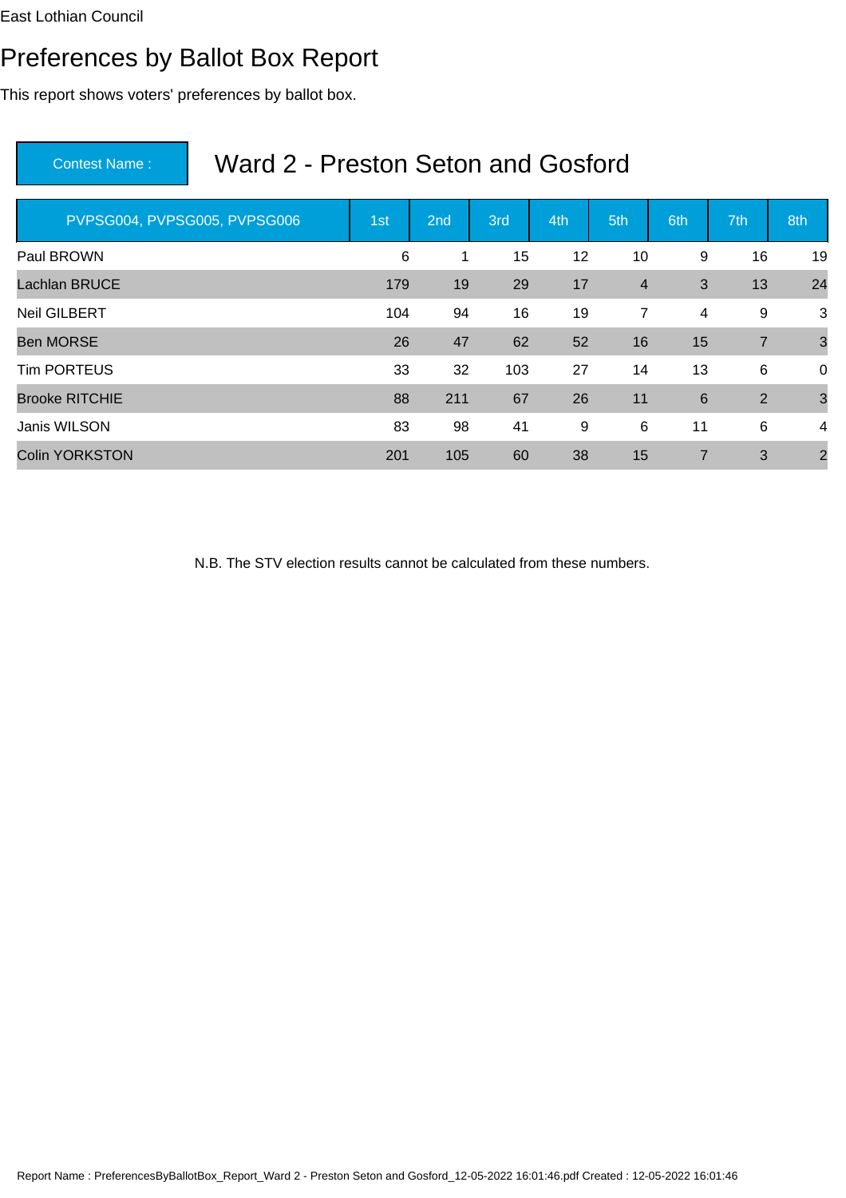East Lothian Council

# Preferences by Ballot Box Report

This report shows voters' preferences by ballot box.

Contest Name : **Ward 2 - Preston Seton and Gosford**

| PVPSG004, PVPSG005, PVPSG006 | 1st | 2nd | 3rd | 4th | 5th | 6th | 7th | 8th |
|---|---|---|---|---|---|---|---|---|
| Paul BROWN | 6 | 1 | 15 | 12 | 10 | 9 | 16 | 19 |
| Lachlan BRUCE | 179 | 19 | 29 | 17 | 4 | 3 | 13 | 24 |
| Neil GILBERT | 104 | 94 | 16 | 19 | 7 | 4 | 9 | 3 |
| Ben MORSE | 26 | 47 | 62 | 52 | 16 | 15 | 7 | 3 |
| Tim PORTEUS | 33 | 32 | 103 | 27 | 14 | 13 | 6 | 0 |
| Brooke RITCHIE | 88 | 211 | 67 | 26 | 11 | 6 | 2 | 3 |
| Janis WILSON | 83 | 98 | 41 | 9 | 6 | 11 | 6 | 4 |
| Colin YORKSTON | 201 | 105 | 60 | 38 | 15 | 7 | 3 | 2 |

N.B. The STV election results cannot be calculated from these numbers.

Report Name : PreferencesByBallotBox_Report_Ward 2 - Preston Seton and Gosford_12-05-2022 16:01:46.pdf Created : 12-05-2022 16:01:46